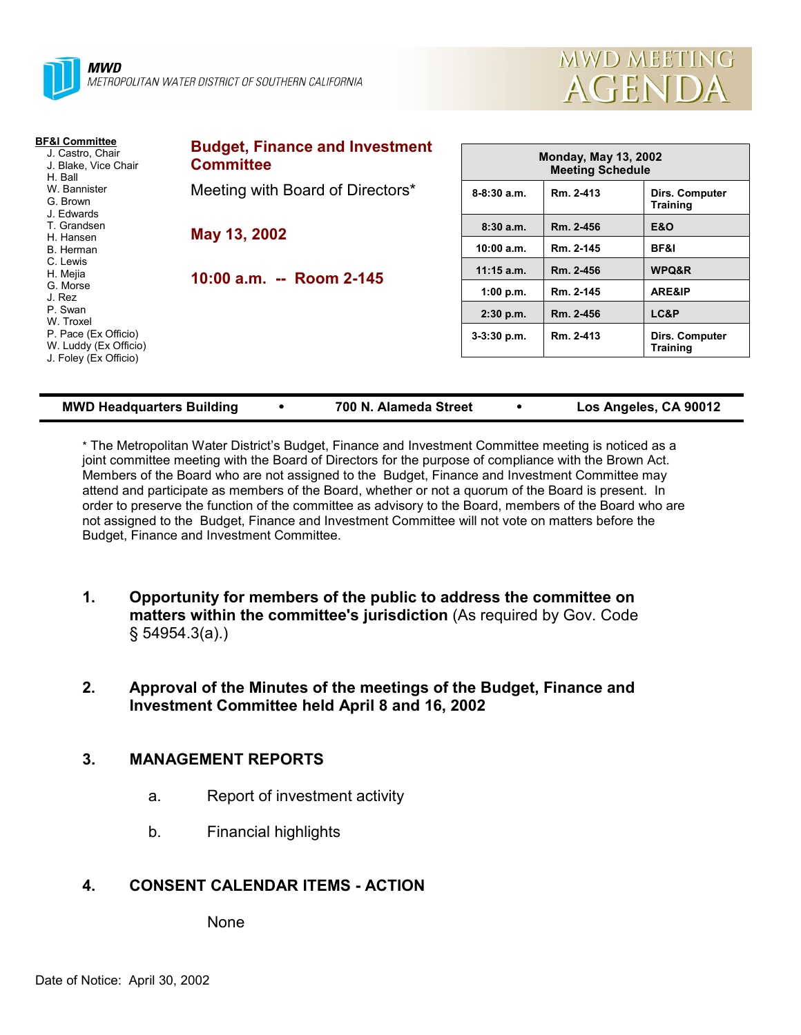**MWD**
METROPOLITAN WATER DISTRICT OF SOUTHERN CALIFORNIA

# MWD MEETING AGENDA

**BF&I Committee**
- J. Castro, Chair
- J. Blake, Vice Chair
- H. Ball
- W. Bannister
- G. Brown
- J. Edwards
- T. Grandsen
- H. Hansen
- B. Herman
- C. Lewis
- H. Mejia
- G. Morse
- J. Rez
- P. Swan
- W. Troxel
- P. Pace (Ex Officio)
- W. Luddy (Ex Officio)
- J. Foley (Ex Officio)

## Budget, Finance and Investment Committee

Meeting with Board of Directors*

**May 13, 2002**

**10:00 a.m. -- Room 2-145**

| Monday, May 13, 2002 Meeting Schedule | | |
|---|---|---|
| 8-8:30 a.m. | Rm. 2-413 | Dirs. Computer Training |
| 8:30 a.m. | Rm. 2-456 | E&O |
| 10:00 a.m. | Rm. 2-145 | BF&I |
| 11:15 a.m. | Rm. 2-456 | WPQ&R |
| 1:00 p.m. | Rm. 2-145 | ARE&IP |
| 2:30 p.m. | Rm. 2-456 | LC&P |
| 3-3:30 p.m. | Rm. 2-413 | Dirs. Computer Training |

**MWD Headquarters Building • 700 N. Alameda Street • Los Angeles, CA 90012**

* The Metropolitan Water District's Budget, Finance and Investment Committee meeting is noticed as a joint committee meeting with the Board of Directors for the purpose of compliance with the Brown Act. Members of the Board who are not assigned to the Budget, Finance and Investment Committee may attend and participate as members of the Board, whether or not a quorum of the Board is present. In order to preserve the function of the committee as advisory to the Board, members of the Board who are not assigned to the Budget, Finance and Investment Committee will not vote on matters before the Budget, Finance and Investment Committee.

1. **Opportunity for members of the public to address the committee on matters within the committee's jurisdiction** (As required by Gov. Code § 54954.3(a).)

2. **Approval of the Minutes of the meetings of the Budget, Finance and Investment Committee held April 8 and 16, 2002**

3. **MANAGEMENT REPORTS**

   a. Report of investment activity

   b. Financial highlights

4. **CONSENT CALENDAR ITEMS - ACTION**

   None

Date of Notice: April 30, 2002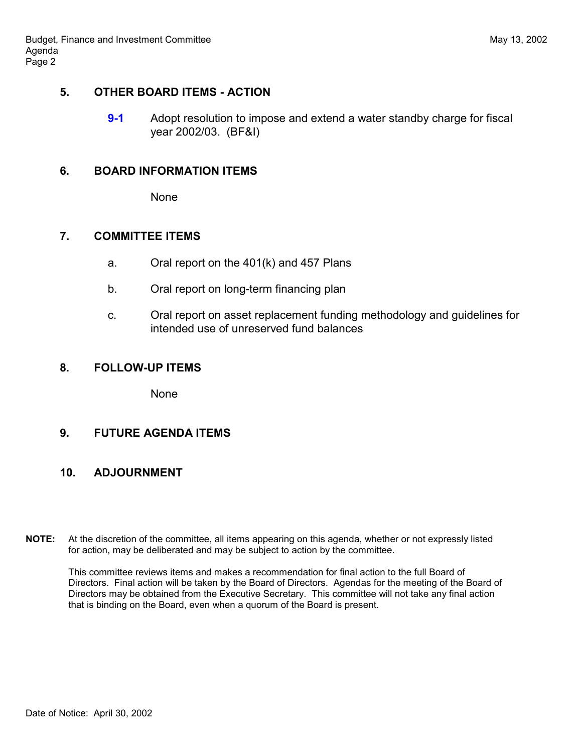## 5. OTHER BOARD ITEMS - ACTION

**9-1** Adopt resolution to impose and extend a water standby charge for fiscal year 2002/03. (BF&I)

## 6. BOARD INFORMATION ITEMS

None

## 7. COMMITTEE ITEMS

a. Oral report on the 401(k) and 457 Plans

b. Oral report on long-term financing plan

c. Oral report on asset replacement funding methodology and guidelines for intended use of unreserved fund balances

## 8. FOLLOW-UP ITEMS

None

## 9. FUTURE AGENDA ITEMS

## 10. ADJOURNMENT

**NOTE:** At the discretion of the committee, all items appearing on this agenda, whether or not expressly listed for action, may be deliberated and may be subject to action by the committee.

This committee reviews items and makes a recommendation for final action to the full Board of Directors. Final action will be taken by the Board of Directors. Agendas for the meeting of the Board of Directors may be obtained from the Executive Secretary. This committee will not take any final action that is binding on the Board, even when a quorum of the Board is present.

Date of Notice: April 30, 2002